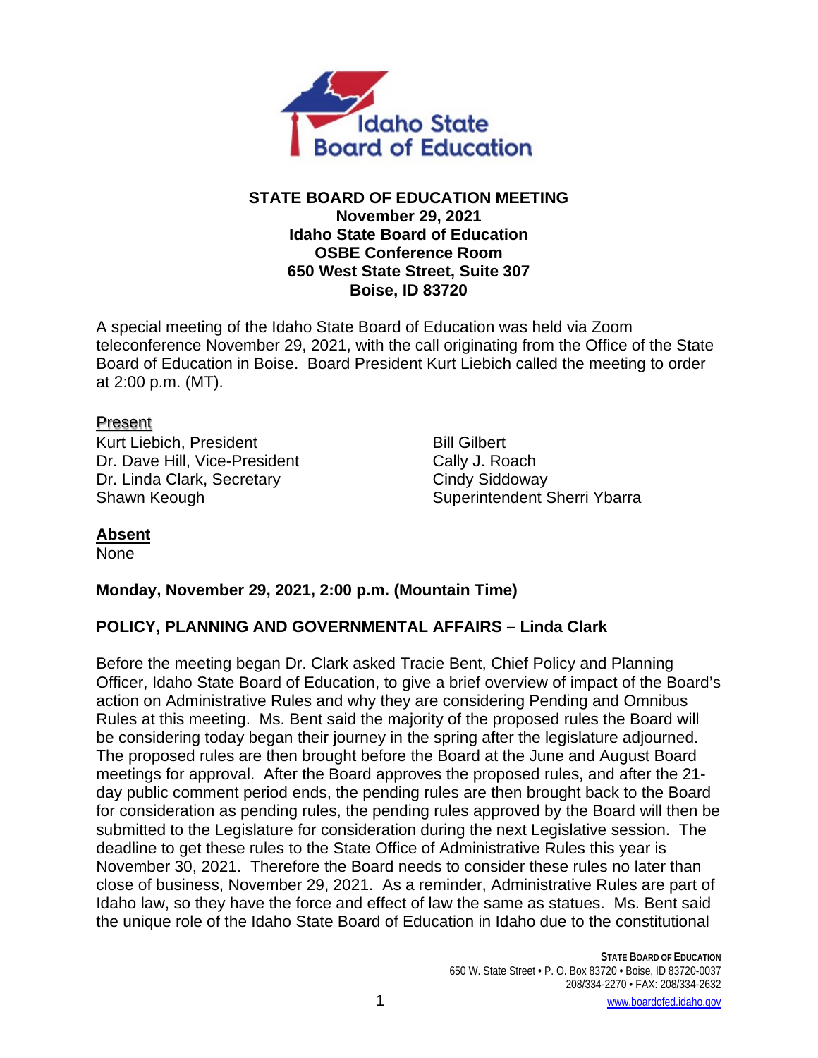**STATE BOARD OF EDUCATION MEETING**
**November 29, 2021**
**Idaho State Board of Education**
**OSBE Conference Room**
**650 West State Street, Suite 307**
**Boise, ID 83720**

A special meeting of the Idaho State Board of Education was held via Zoom teleconference November 29, 2021, with the call originating from the Office of the State Board of Education in Boise. Board President Kurt Liebich called the meeting to order at 2:00 p.m. (MT).

**Present**

Kurt Liebich, President
Dr. Dave Hill, Vice-President
Dr. Linda Clark, Secretary
Shawn Keough
Bill Gilbert
Cally J. Roach
Cindy Siddoway
Superintendent Sherri Ybarra

**Absent**

None

**Monday, November 29, 2021, 2:00 p.m. (Mountain Time)**

**POLICY, PLANNING AND GOVERNMENTAL AFFAIRS – Linda Clark**

Before the meeting began Dr. Clark asked Tracie Bent, Chief Policy and Planning Officer, Idaho State Board of Education, to give a brief overview of impact of the Board's action on Administrative Rules and why they are considering Pending and Omnibus Rules at this meeting. Ms. Bent said the majority of the proposed rules the Board will be considering today began their journey in the spring after the legislature adjourned. The proposed rules are then brought before the Board at the June and August Board meetings for approval. After the Board approves the proposed rules, and after the 21-day public comment period ends, the pending rules are then brought back to the Board for consideration as pending rules, the pending rules approved by the Board will then be submitted to the Legislature for consideration during the next Legislative session. The deadline to get these rules to the State Office of Administrative Rules this year is November 30, 2021. Therefore the Board needs to consider these rules no later than close of business, November 29, 2021. As a reminder, Administrative Rules are part of Idaho law, so they have the force and effect of law the same as statues. Ms. Bent said the unique role of the Idaho State Board of Education in Idaho due to the constitutional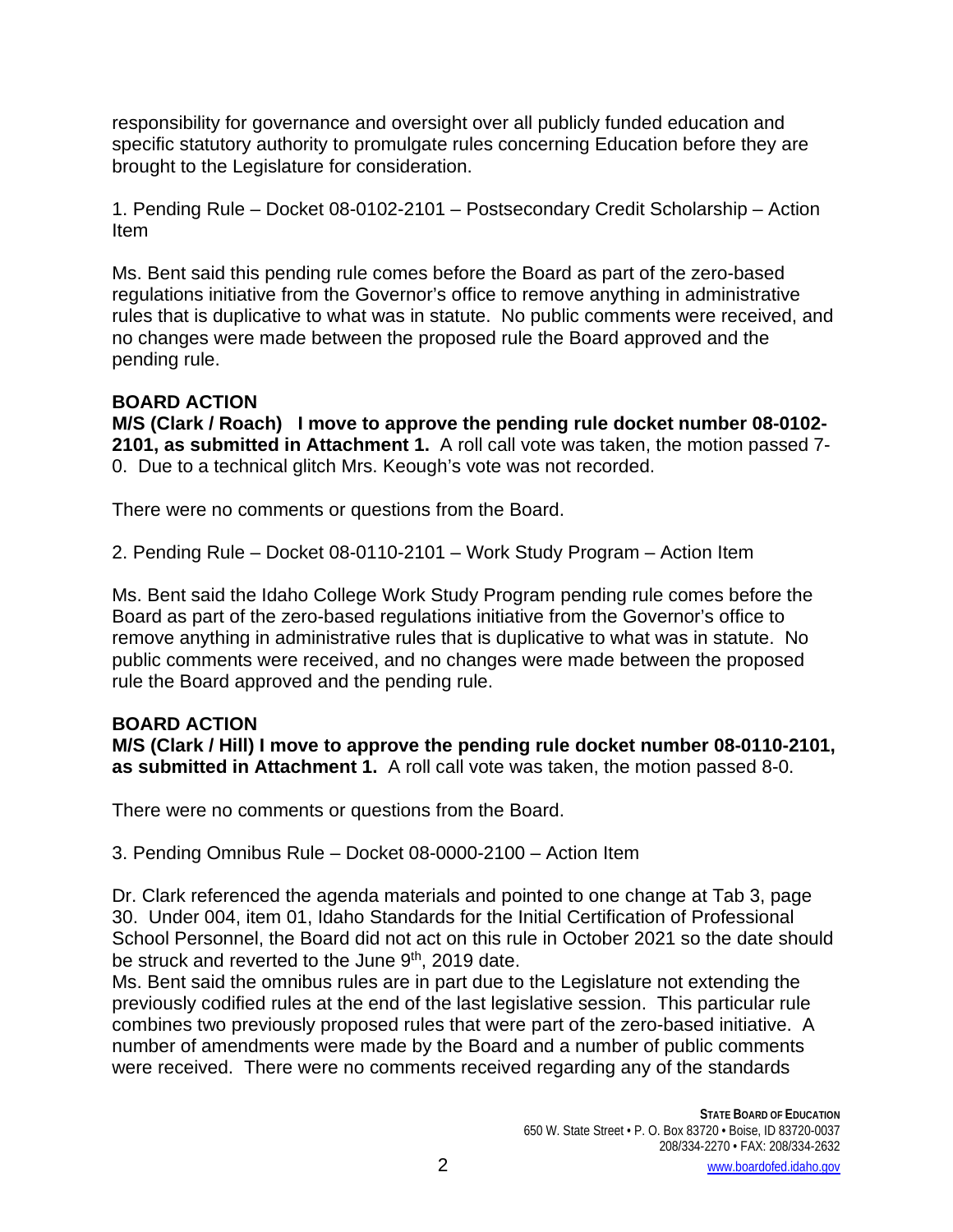responsibility for governance and oversight over all publicly funded education and specific statutory authority to promulgate rules concerning Education before they are brought to the Legislature for consideration.

1. Pending Rule – Docket 08-0102-2101 – Postsecondary Credit Scholarship – Action Item

Ms. Bent said this pending rule comes before the Board as part of the zero-based regulations initiative from the Governor's office to remove anything in administrative rules that is duplicative to what was in statute. No public comments were received, and no changes were made between the proposed rule the Board approved and the pending rule.

**BOARD ACTION**

**M/S (Clark / Roach) I move to approve the pending rule docket number 08-0102-2101, as submitted in Attachment 1.** A roll call vote was taken, the motion passed 7-0. Due to a technical glitch Mrs. Keough's vote was not recorded.

There were no comments or questions from the Board.

2. Pending Rule – Docket 08-0110-2101 – Work Study Program – Action Item

Ms. Bent said the Idaho College Work Study Program pending rule comes before the Board as part of the zero-based regulations initiative from the Governor's office to remove anything in administrative rules that is duplicative to what was in statute. No public comments were received, and no changes were made between the proposed rule the Board approved and the pending rule.

**BOARD ACTION**

**M/S (Clark / Hill) I move to approve the pending rule docket number 08-0110-2101, as submitted in Attachment 1.** A roll call vote was taken, the motion passed 8-0.

There were no comments or questions from the Board.

3. Pending Omnibus Rule – Docket 08-0000-2100 – Action Item

Dr. Clark referenced the agenda materials and pointed to one change at Tab 3, page 30. Under 004, item 01, Idaho Standards for the Initial Certification of Professional School Personnel, the Board did not act on this rule in October 2021 so the date should be struck and reverted to the June 9th, 2019 date.

Ms. Bent said the omnibus rules are in part due to the Legislature not extending the previously codified rules at the end of the last legislative session. This particular rule combines two previously proposed rules that were part of the zero-based initiative. A number of amendments were made by the Board and a number of public comments were received. There were no comments received regarding any of the standards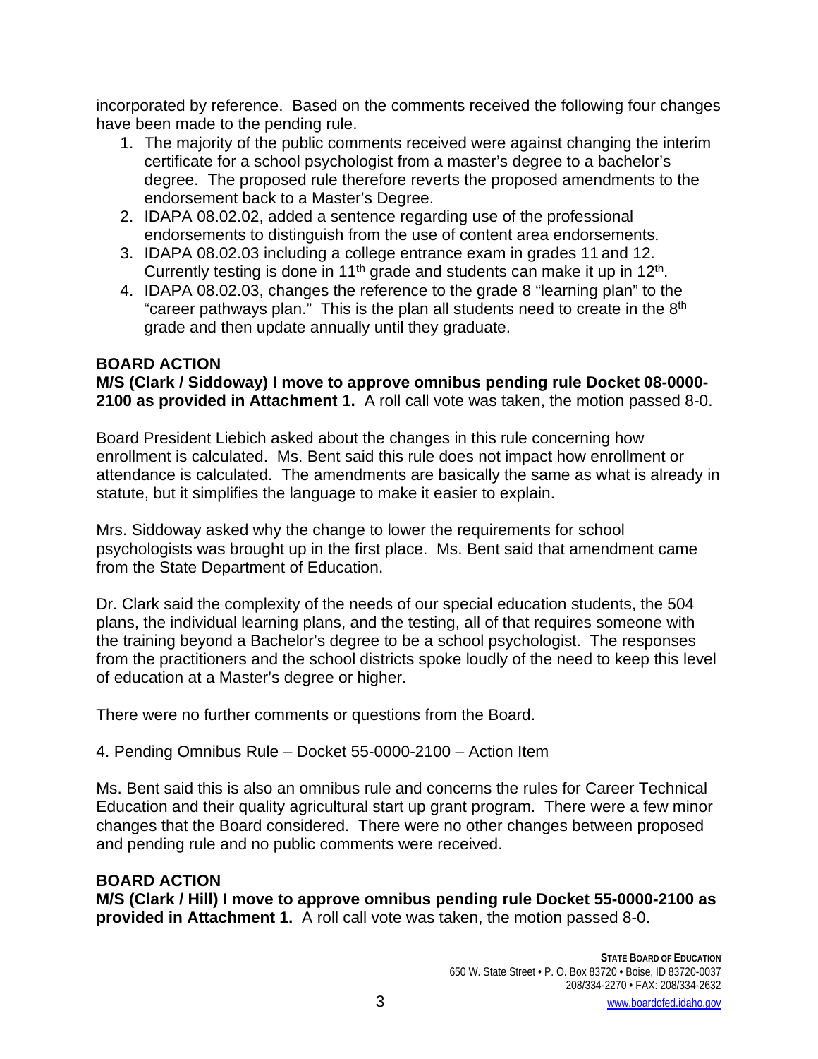incorporated by reference. Based on the comments received the following four changes have been made to the pending rule.

1. The majority of the public comments received were against changing the interim certificate for a school psychologist from a master's degree to a bachelor's degree. The proposed rule therefore reverts the proposed amendments to the endorsement back to a Master's Degree.
2. IDAPA 08.02.02, added a sentence regarding use of the professional endorsements to distinguish from the use of content area endorsements.
3. IDAPA 08.02.03 including a college entrance exam in grades 11 and 12. Currently testing is done in 11th grade and students can make it up in 12th.
4. IDAPA 08.02.03, changes the reference to the grade 8 "learning plan" to the "career pathways plan." This is the plan all students need to create in the 8th grade and then update annually until they graduate.

**BOARD ACTION**

**M/S (Clark / Siddoway) I move to approve omnibus pending rule Docket 08-0000-2100 as provided in Attachment 1.** A roll call vote was taken, the motion passed 8-0.

Board President Liebich asked about the changes in this rule concerning how enrollment is calculated. Ms. Bent said this rule does not impact how enrollment or attendance is calculated. The amendments are basically the same as what is already in statute, but it simplifies the language to make it easier to explain.

Mrs. Siddoway asked why the change to lower the requirements for school psychologists was brought up in the first place. Ms. Bent said that amendment came from the State Department of Education.

Dr. Clark said the complexity of the needs of our special education students, the 504 plans, the individual learning plans, and the testing, all of that requires someone with the training beyond a Bachelor's degree to be a school psychologist. The responses from the practitioners and the school districts spoke loudly of the need to keep this level of education at a Master's degree or higher.

There were no further comments or questions from the Board.

4. Pending Omnibus Rule – Docket 55-0000-2100 – Action Item

Ms. Bent said this is also an omnibus rule and concerns the rules for Career Technical Education and their quality agricultural start up grant program. There were a few minor changes that the Board considered. There were no other changes between proposed and pending rule and no public comments were received.

**BOARD ACTION**

**M/S (Clark / Hill) I move to approve omnibus pending rule Docket 55-0000-2100 as provided in Attachment 1.** A roll call vote was taken, the motion passed 8-0.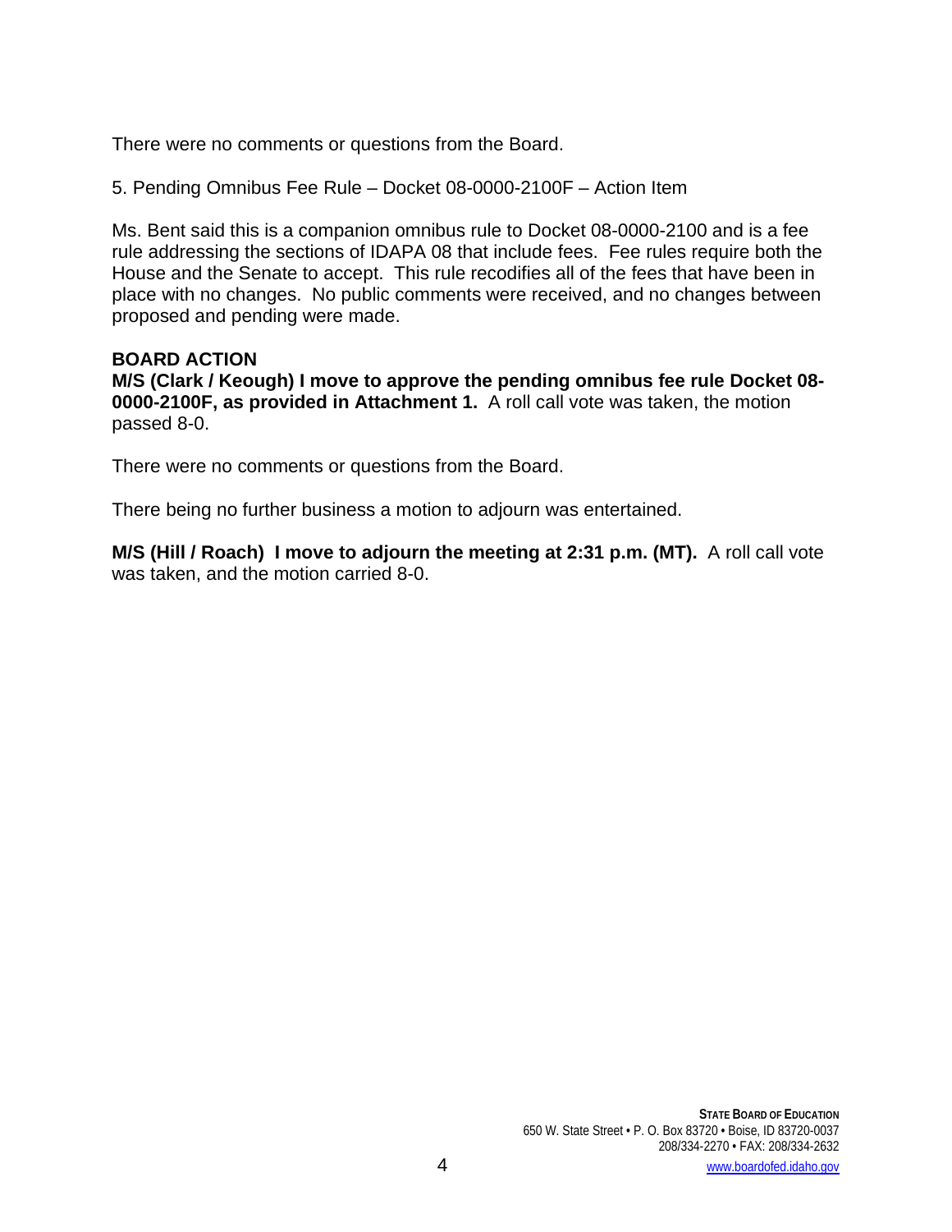There were no comments or questions from the Board.

5. Pending Omnibus Fee Rule – Docket 08-0000-2100F – Action Item

Ms. Bent said this is a companion omnibus rule to Docket 08-0000-2100 and is a fee rule addressing the sections of IDAPA 08 that include fees. Fee rules require both the House and the Senate to accept. This rule recodifies all of the fees that have been in place with no changes. No public comments were received, and no changes between proposed and pending were made.

**BOARD ACTION**

**M/S (Clark / Keough) I move to approve the pending omnibus fee rule Docket 08-0000-2100F, as provided in Attachment 1.** A roll call vote was taken, the motion passed 8-0.

There were no comments or questions from the Board.

There being no further business a motion to adjourn was entertained.

**M/S (Hill / Roach) I move to adjourn the meeting at 2:31 p.m. (MT).** A roll call vote was taken, and the motion carried 8-0.